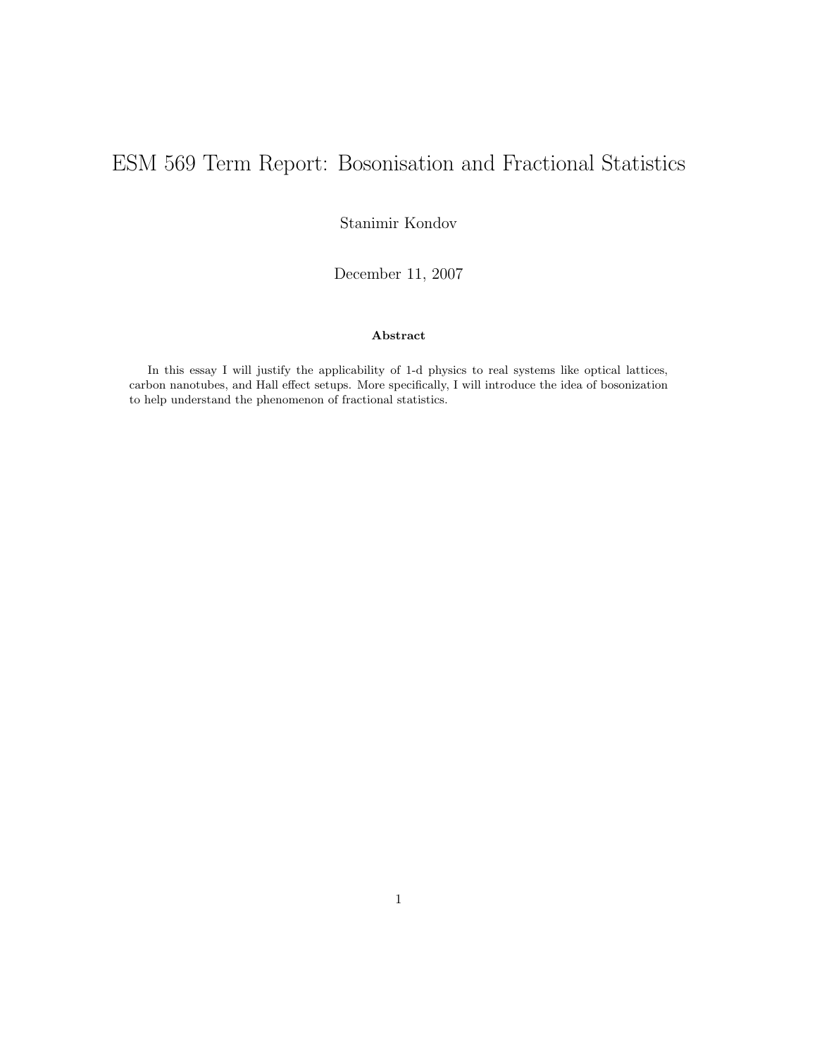# ESM 569 Term Report: Bosonisation and Fractional Statistics

Stanimir Kondov

December 11, 2007

**Abstract**

In this essay I will justify the applicability of 1-d physics to real systems like optical lattices, carbon nanotubes, and Hall effect setups. More specifically, I will introduce the idea of bosonization to help understand the phenomenon of fractional statistics.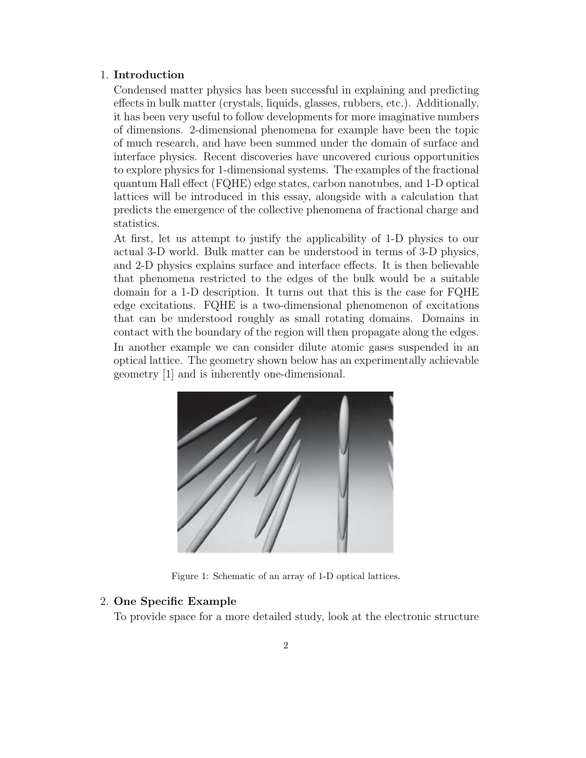1. **Introduction**

   Condensed matter physics has been successful in explaining and predicting effects in bulk matter (crystals, liquids, glasses, rubbers, etc.). Additionally, it has been very useful to follow developments for more imaginative numbers of dimensions. 2-dimensional phenomena for example have been the topic of much research, and have been summed under the domain of surface and interface physics. Recent discoveries have uncovered curious opportunities to explore physics for 1-dimensional systems. The examples of the fractional quantum Hall effect (FQHE) edge states, carbon nanotubes, and 1-D optical lattices will be introduced in this essay, alongside with a calculation that predicts the emergence of the collective phenomena of fractional charge and statistics.

   At first, let us attempt to justify the applicability of 1-D physics to our actual 3-D world. Bulk matter can be understood in terms of 3-D physics, and 2-D physics explains surface and interface effects. It is then believable that phenomena restricted to the edges of the bulk would be a suitable domain for a 1-D description. It turns out that this is the case for FQHE edge excitations. FQHE is a two-dimensional phenomenon of excitations that can be understood roughly as small rotating domains. Domains in contact with the boundary of the region will then propagate along the edges.

   In another example we can consider dilute atomic gases suspended in an optical lattice. The geometry shown below has an experimentally achievable geometry [1] and is inherently one-dimensional.

   Figure 1: Schematic of an array of 1-D optical lattices.

2. **One Specific Example**

   To provide space for a more detailed study, look at the electronic structure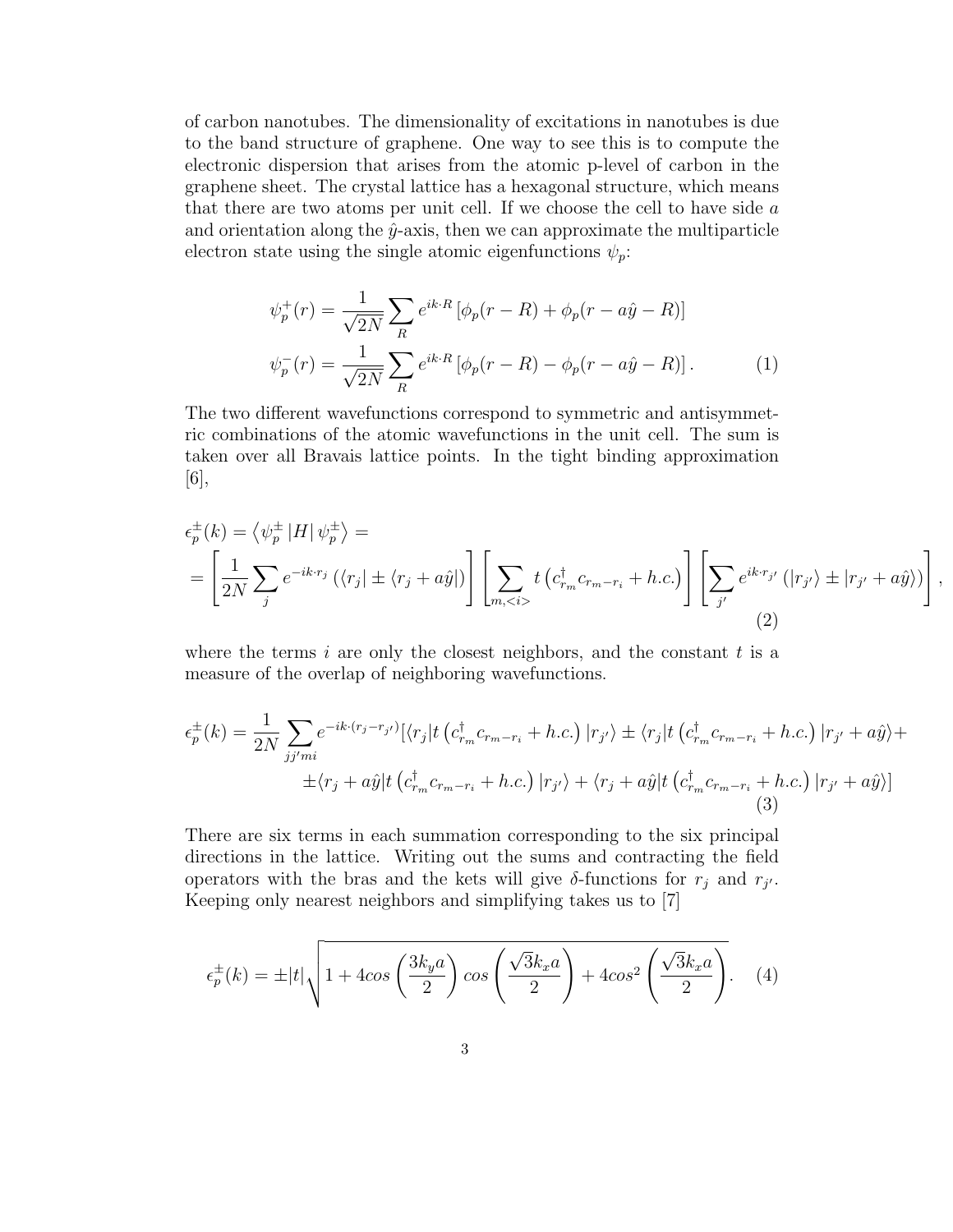of carbon nanotubes. The dimensionality of excitations in nanotubes is due to the band structure of graphene. One way to see this is to compute the electronic dispersion that arises from the atomic p-level of carbon in the graphene sheet. The crystal lattice has a hexagonal structure, which means that there are two atoms per unit cell. If we choose the cell to have side $a$ and orientation along the $\hat{y}$-axis, then we can approximate the multiparticle electron state using the single atomic eigenfunctions $\psi_p$:

$$
\begin{aligned}
\psi_p^+(r) &= \frac{1}{\sqrt{2N}} \sum_R e^{ik\cdot R} \left[\phi_p(r-R) + \phi_p(r - a\hat{y} - R)\right] \\
\psi_p^-(r) &= \frac{1}{\sqrt{2N}} \sum_R e^{ik\cdot R} \left[\phi_p(r-R) - \phi_p(r - a\hat{y} - R)\right].
\end{aligned}
\tag{1}
$$

The two different wavefunctions correspond to symmetric and antisymmetric combinations of the atomic wavefunctions in the unit cell. The sum is taken over all Bravais lattice points. In the tight binding approximation [6],

$$
\begin{aligned}
\epsilon_p^\pm(k) &= \left\langle \psi_p^\pm \left| H \right| \psi_p^\pm \right\rangle = \\
&= \left[\frac{1}{2N}\sum_j e^{-ik\cdot r_j}\left(\langle r_j| \pm \langle r_j + a\hat{y}|\right)\right]\left[\sum_{m,<i>} t\left(c^\dagger_{r_m} c_{r_m - r_i} + h.c.\right)\right]\left[\sum_{j'} e^{ik\cdot r_{j'}}\left(|r_{j'}\rangle \pm |r_{j'} + a\hat{y}\rangle\right)\right],
\end{aligned}
\tag{2}
$$

where the terms $i$ are only the closest neighbors, and the constant $t$ is a measure of the overlap of neighboring wavefunctions.

$$
\begin{aligned}
\epsilon_p^\pm(k) = \frac{1}{2N}\sum_{jj'mi} e^{-ik\cdot(r_j - r_{j'})}[&\langle r_j|t\left(c^\dagger_{r_m} c_{r_m - r_i} + h.c.\right)|r_{j'}\rangle \pm \langle r_j|t\left(c^\dagger_{r_m} c_{r_m - r_i} + h.c.\right)|r_{j'} + a\hat{y}\rangle + \\
&\pm \langle r_j + a\hat{y}|t\left(c^\dagger_{r_m} c_{r_m - r_i} + h.c.\right)|r_{j'}\rangle + \langle r_j + a\hat{y}|t\left(c^\dagger_{r_m} c_{r_m - r_i} + h.c.\right)|r_{j'} + a\hat{y}\rangle]
\end{aligned}
\tag{3}
$$

There are six terms in each summation corresponding to the six principal directions in the lattice. Writing out the sums and contracting the field operators with the bras and the kets will give $\delta$-functions for $r_j$ and $r_{j'}$. Keeping only nearest neighbors and simplifying takes us to [7]

$$
\epsilon_p^\pm(k) = \pm|t|\sqrt{1 + 4cos\left(\frac{3k_y a}{2}\right)cos\left(\frac{\sqrt{3}k_x a}{2}\right) + 4cos^2\left(\frac{\sqrt{3}k_x a}{2}\right)}.
\tag{4}
$$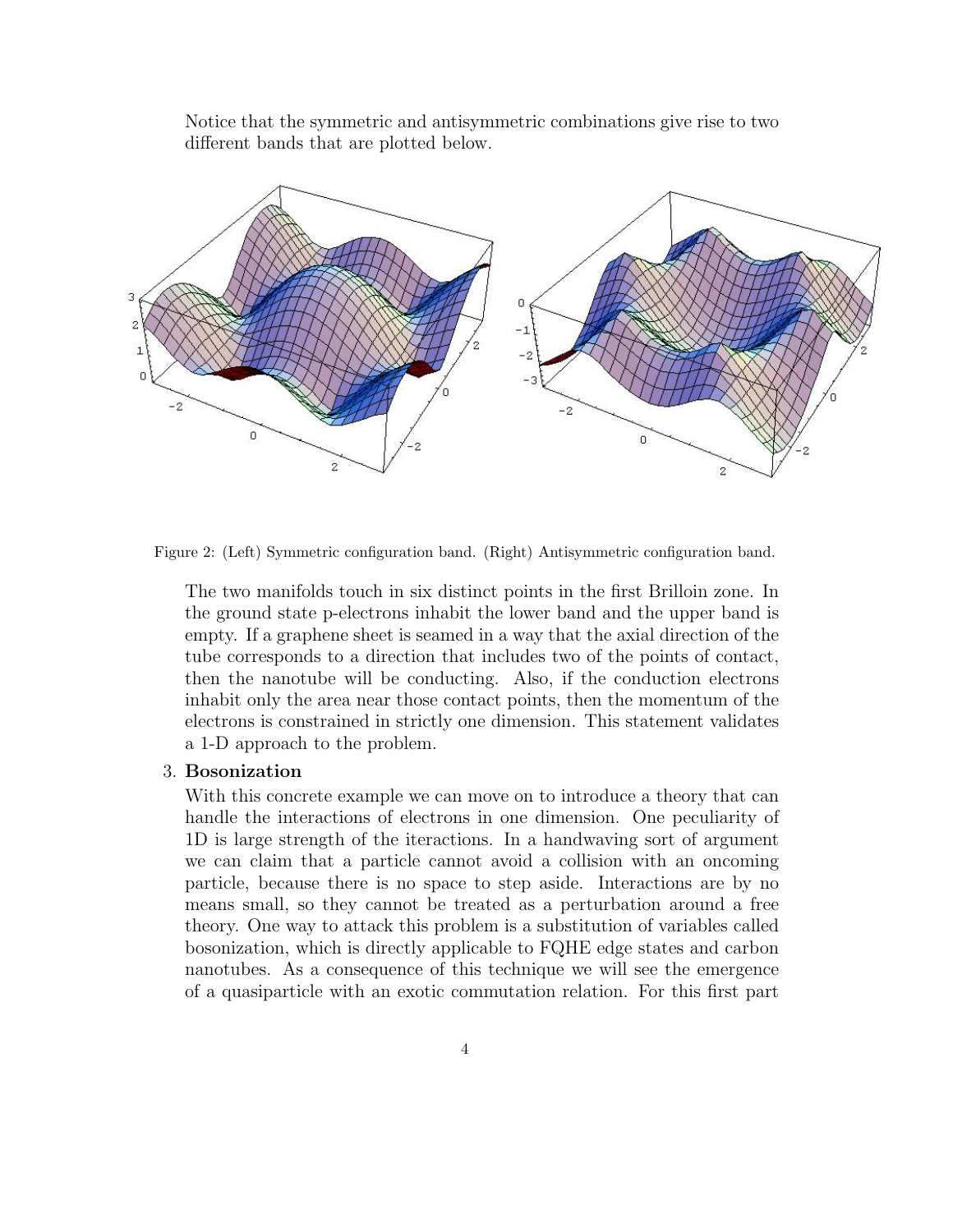Notice that the symmetric and antisymmetric combinations give rise to two different bands that are plotted below.

Figure 2: (Left) Symmetric configuration band. (Right) Antisymmetric configuration band.

The two manifolds touch in six distinct points in the first Brillouin zone. In the ground state p-electrons inhabit the lower band and the upper band is empty. If a graphene sheet is seamed in a way that the axial direction of the tube corresponds to a direction that includes two of the points of contact, then the nanotube will be conducting. Also, if the conduction electrons inhabit only the area near those contact points, then the momentum of the electrons is constrained in strictly one dimension. This statement validates a 1-D approach to the problem.

3. **Bosonization**

With this concrete example we can move on to introduce a theory that can handle the interactions of electrons in one dimension. One peculiarity of 1D is large strength of the iteractions. In a handwaving sort of argument we can claim that a particle cannot avoid a collision with an oncoming particle, because there is no space to step aside. Interactions are by no means small, so they cannot be treated as a perturbation around a free theory. One way to attack this problem is a substitution of variables called bosonization, which is directly applicable to FQHE edge states and carbon nanotubes. As a consequence of this technique we will see the emergence of a quasiparticle with an exotic commutation relation. For this first part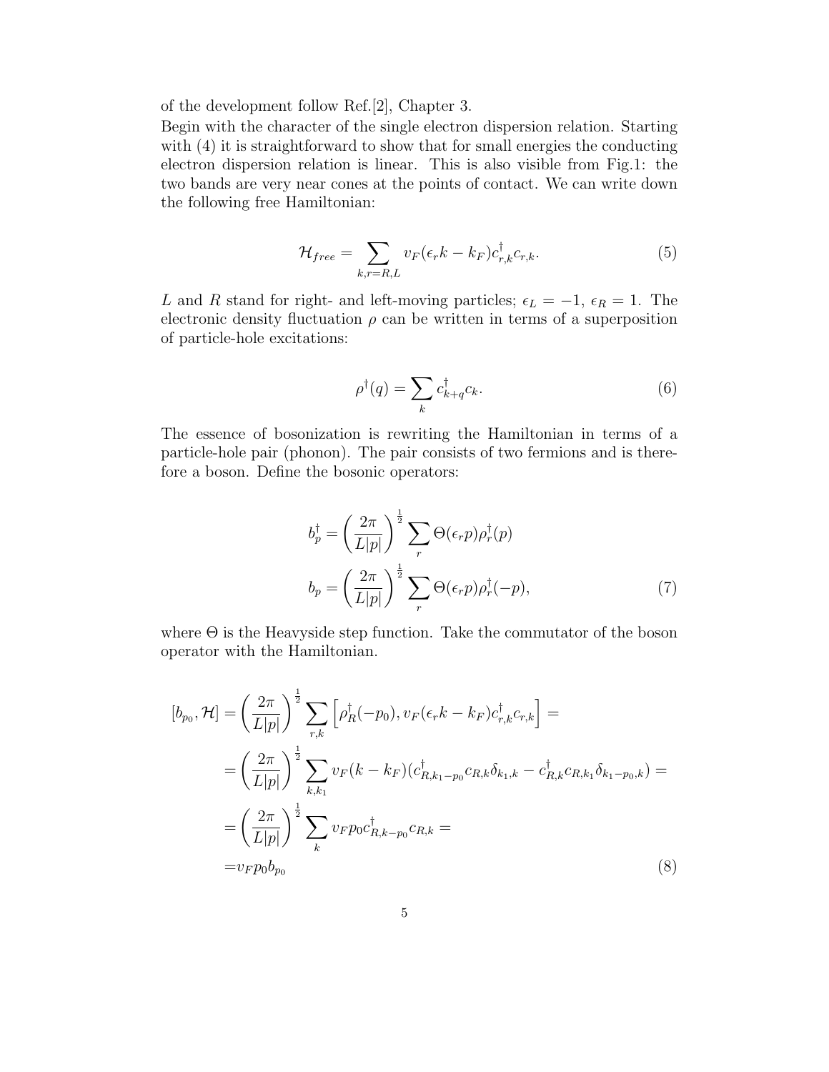of the development follow Ref.[2], Chapter 3.
Begin with the character of the single electron dispersion relation. Starting with (4) it is straightforward to show that for small energies the conducting electron dispersion relation is linear. This is also visible from Fig.1: the two bands are very near cones at the points of contact. We can write down the following free Hamiltonian:

$$\mathcal{H}_{free} = \sum_{k,r=R,L} v_F(\epsilon_r k - k_F)c^\dagger_{r,k}c_{r,k}. \tag{5}$$

$L$ and $R$ stand for right- and left-moving particles; $\epsilon_L = -1$, $\epsilon_R = 1$. The electronic density fluctuation $\rho$ can be written in terms of a superposition of particle-hole excitations:

$$\rho^\dagger(q) = \sum_k c^\dagger_{k+q}c_k. \tag{6}$$

The essence of bosonization is rewriting the Hamiltonian in terms of a particle-hole pair (phonon). The pair consists of two fermions and is therefore a boson. Define the bosonic operators:

$$\begin{aligned} b^\dagger_p &= \left(\frac{2\pi}{L|p|}\right)^{\frac{1}{2}} \sum_r \Theta(\epsilon_r p)\rho^\dagger_r(p) \\ b_p &= \left(\frac{2\pi}{L|p|}\right)^{\frac{1}{2}} \sum_r \Theta(\epsilon_r p)\rho^\dagger_r(-p), \end{aligned} \tag{7}$$

where $\Theta$ is the Heavyside step function. Take the commutator of the boson operator with the Hamiltonian.

$$\begin{aligned} [b_{p_0}, \mathcal{H}] &= \left(\frac{2\pi}{L|p|}\right)^{\frac{1}{2}} \sum_{r,k} \left[\rho^\dagger_R(-p_0), v_F(\epsilon_r k - k_F)c^\dagger_{r,k}c_{r,k}\right] = \\ &= \left(\frac{2\pi}{L|p|}\right)^{\frac{1}{2}} \sum_{k,k_1} v_F(k - k_F)(c^\dagger_{R,k_1-p_0}c_{R,k}\delta_{k_1,k} - c^\dagger_{R,k}c_{R,k_1}\delta_{k_1-p_0,k}) = \\ &= \left(\frac{2\pi}{L|p|}\right)^{\frac{1}{2}} \sum_k v_F p_0 c^\dagger_{R,k-p_0}c_{R,k} = \\ &= v_F p_0 b_{p_0} \end{aligned} \tag{8}$$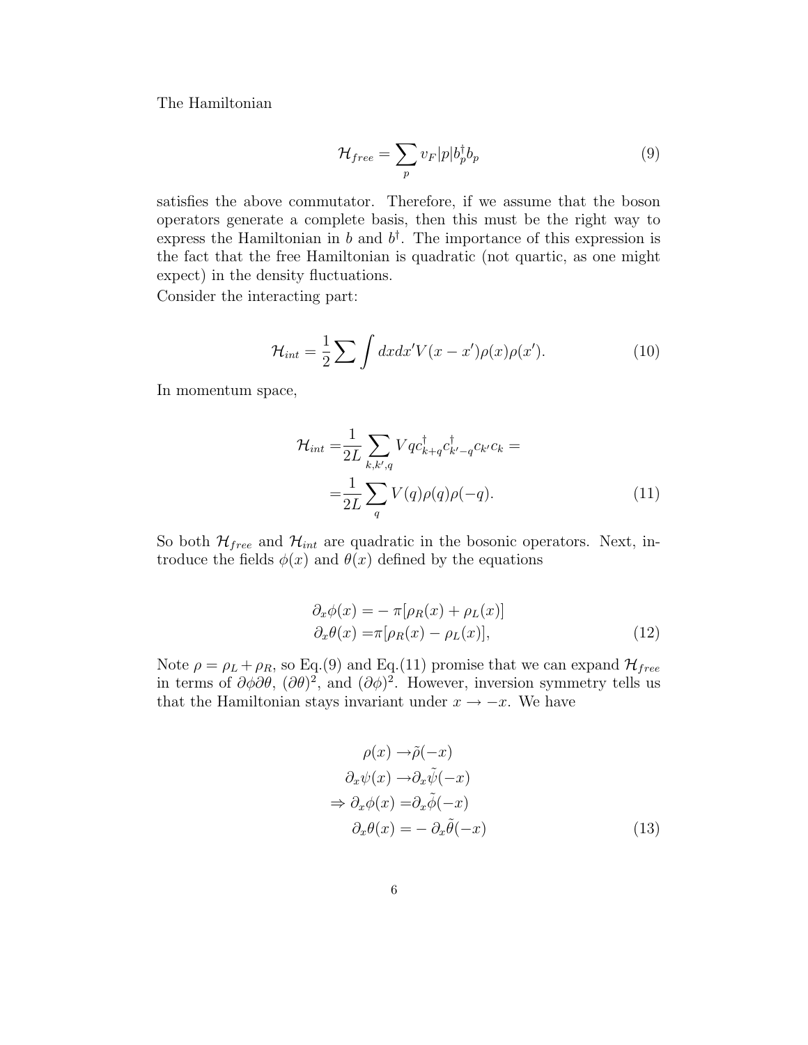The Hamiltonian

$$\mathcal{H}_{free} = \sum_p v_F |p| b_p^\dagger b_p \tag{9}$$

satisfies the above commutator. Therefore, if we assume that the boson operators generate a complete basis, then this must be the right way to express the Hamiltonian in $b$ and $b^\dagger$. The importance of this expression is the fact that the free Hamiltonian is quadratic (not quartic, as one might expect) in the density fluctuations.

Consider the interacting part:

$$\mathcal{H}_{int} = \frac{1}{2} \sum \int dx dx' V(x - x') \rho(x) \rho(x'). \tag{10}$$

In momentum space,

$$\begin{aligned}
\mathcal{H}_{int} =& \frac{1}{2L} \sum_{k,k',q} V q c_{k+q}^\dagger c_{k'-q}^\dagger c_{k'} c_k = \\
=& \frac{1}{2L} \sum_q V(q) \rho(q) \rho(-q).
\end{aligned} \tag{11}$$

So both $\mathcal{H}_{free}$ and $\mathcal{H}_{int}$ are quadratic in the bosonic operators. Next, introduce the fields $\phi(x)$ and $\theta(x)$ defined by the equations

$$\begin{aligned}
\partial_x \phi(x) =& -\pi[\rho_R(x) + \rho_L(x)] \\
\partial_x \theta(x) =& \pi[\rho_R(x) - \rho_L(x)],
\end{aligned} \tag{12}$$

Note $\rho = \rho_L + \rho_R$, so Eq.(9) and Eq.(11) promise that we can expand $\mathcal{H}_{free}$ in terms of $\partial\phi\partial\theta$, $(\partial\theta)^2$, and $(\partial\phi)^2$. However, inversion symmetry tells us that the Hamiltonian stays invariant under $x \to -x$. We have

$$\begin{aligned}
\rho(x) \to& \tilde{\rho}(-x) \\
\partial_x \psi(x) \to& \partial_x \tilde{\psi}(-x) \\
\Rightarrow \partial_x \phi(x) =& \partial_x \tilde{\phi}(-x) \\
\partial_x \theta(x) =& -\partial_x \tilde{\theta}(-x)
\end{aligned} \tag{13}$$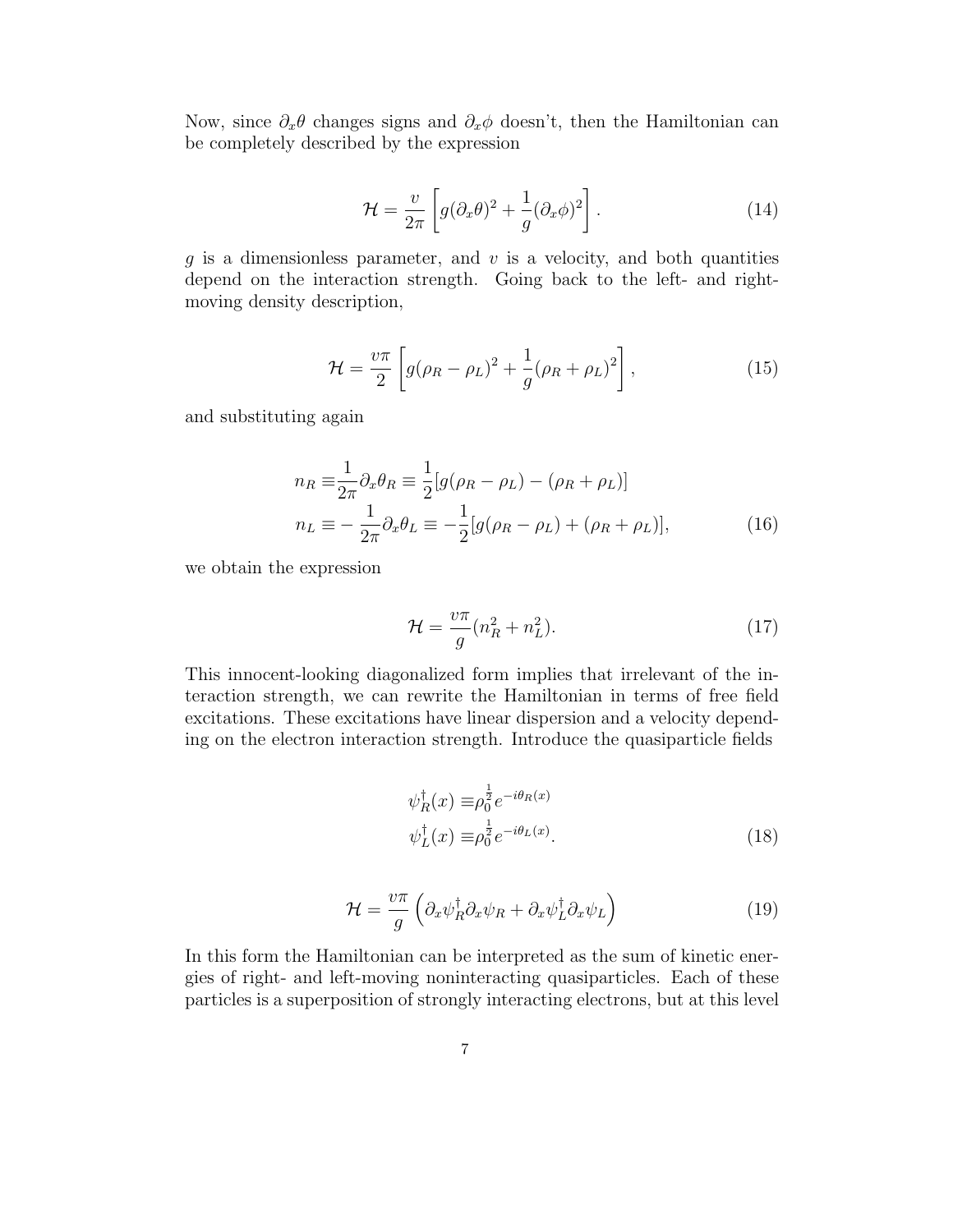Now, since $\partial_x \theta$ changes signs and $\partial_x \phi$ doesn't, then the Hamiltonian can be completely described by the expression

$$\mathcal{H} = \frac{v}{2\pi}\left[g(\partial_x\theta)^2 + \frac{1}{g}(\partial_x\phi)^2\right]. \tag{14}$$

$g$ is a dimensionless parameter, and $v$ is a velocity, and both quantities depend on the interaction strength. Going back to the left- and right-moving density description,

$$\mathcal{H} = \frac{v\pi}{2}\left[g(\rho_R - \rho_L)^2 + \frac{1}{g}(\rho_R + \rho_L)^2\right], \tag{15}$$

and substituting again

$$\begin{aligned} n_R \equiv& \frac{1}{2\pi}\partial_x\theta_R \equiv \frac{1}{2}[g(\rho_R - \rho_L) - (\rho_R + \rho_L)] \\ n_L \equiv& -\frac{1}{2\pi}\partial_x\theta_L \equiv -\frac{1}{2}[g(\rho_R - \rho_L) + (\rho_R + \rho_L)], \end{aligned} \tag{16}$$

we obtain the expression

$$\mathcal{H} = \frac{v\pi}{g}(n_R^2 + n_L^2). \tag{17}$$

This innocent-looking diagonalized form implies that irrelevant of the interaction strength, we can rewrite the Hamiltonian in terms of free field excitations. These excitations have linear dispersion and a velocity depending on the electron interaction strength. Introduce the quasiparticle fields

$$\begin{aligned} \psi_R^\dagger(x) \equiv& \rho_0^{\frac{1}{2}} e^{-i\theta_R(x)} \\ \psi_L^\dagger(x) \equiv& \rho_0^{\frac{1}{2}} e^{-i\theta_L(x)}. \end{aligned} \tag{18}$$

$$\mathcal{H} = \frac{v\pi}{g}\left(\partial_x\psi_R^\dagger\partial_x\psi_R + \partial_x\psi_L^\dagger\partial_x\psi_L\right) \tag{19}$$

In this form the Hamiltonian can be interpreted as the sum of kinetic energies of right- and left-moving noninteracting quasiparticles. Each of these particles is a superposition of strongly interacting electrons, but at this level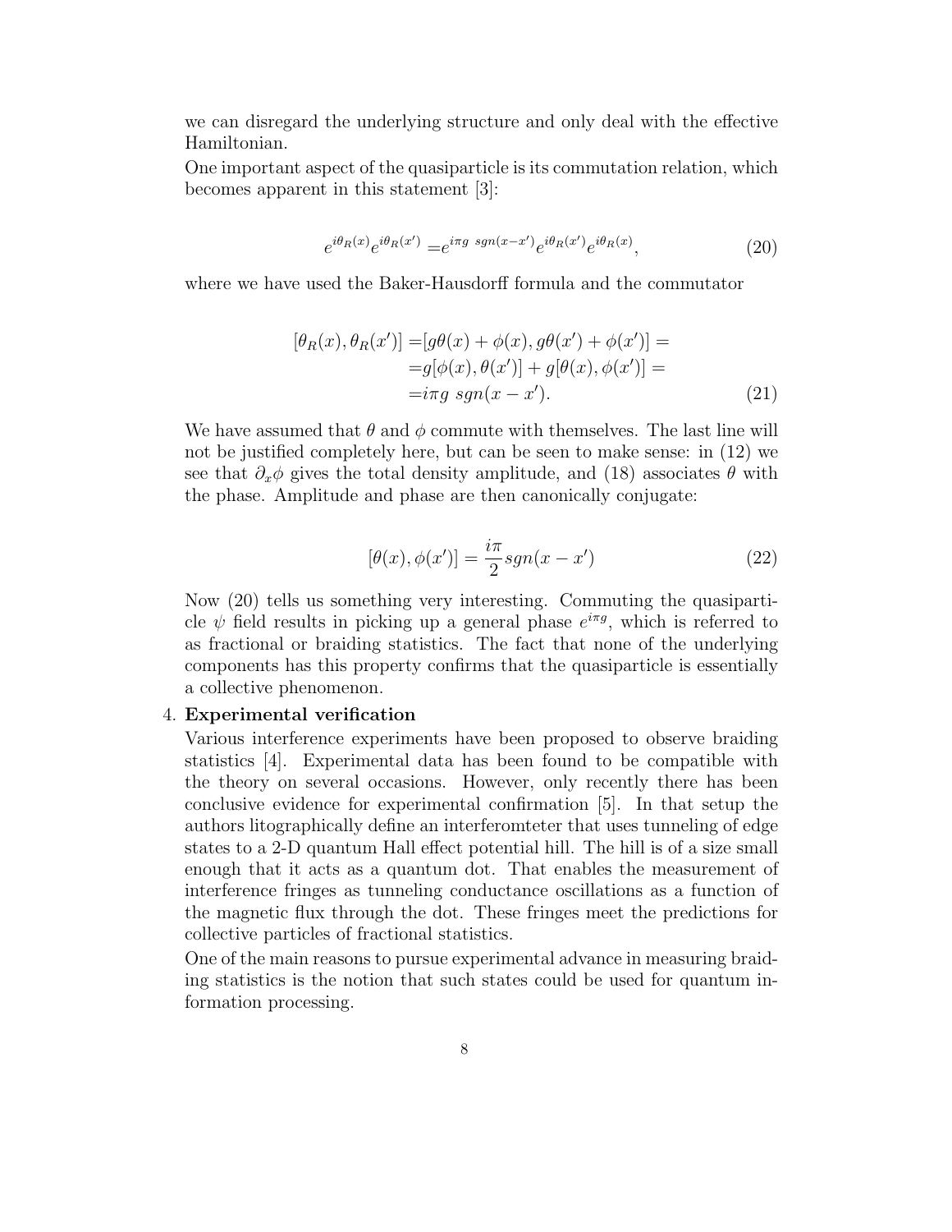we can disregard the underlying structure and only deal with the effective Hamiltonian.

One important aspect of the quasiparticle is its commutation relation, which becomes apparent in this statement [3]:

$$e^{i\theta_R(x)}e^{i\theta_R(x')} = e^{i\pi g \ sgn(x-x')}e^{i\theta_R(x')}e^{i\theta_R(x)}, \tag{20}$$

where we have used the Baker-Hausdorff formula and the commutator

$$\begin{aligned}
[\theta_R(x), \theta_R(x')] =& [g\theta(x) + \phi(x), g\theta(x') + \phi(x')] = \\
=& g[\phi(x), \theta(x')] + g[\theta(x), \phi(x')] = \\
=& i\pi g \ sgn(x - x').
\end{aligned} \tag{21}$$

We have assumed that $\theta$ and $\phi$ commute with themselves. The last line will not be justified completely here, but can be seen to make sense: in (12) we see that $\partial_x \phi$ gives the total density amplitude, and (18) associates $\theta$ with the phase. Amplitude and phase are then canonically conjugate:

$$[\theta(x), \phi(x')] = \frac{i\pi}{2} sgn(x - x') \tag{22}$$

Now (20) tells us something very interesting. Commuting the quasiparticle $\psi$ field results in picking up a general phase $e^{i\pi g}$, which is referred to as fractional or braiding statistics. The fact that none of the underlying components has this property confirms that the quasiparticle is essentially a collective phenomenon.

4. **Experimental verification**

Various interference experiments have been proposed to observe braiding statistics [4]. Experimental data has been found to be compatible with the theory on several occasions. However, only recently there has been conclusive evidence for experimental confirmation [5]. In that setup the authors litographically define an interferomteter that uses tunneling of edge states to a 2-D quantum Hall effect potential hill. The hill is of a size small enough that it acts as a quantum dot. That enables the measurement of interference fringes as tunneling conductance oscillations as a function of the magnetic flux through the dot. These fringes meet the predictions for collective particles of fractional statistics.

One of the main reasons to pursue experimental advance in measuring braiding statistics is the notion that such states could be used for quantum information processing.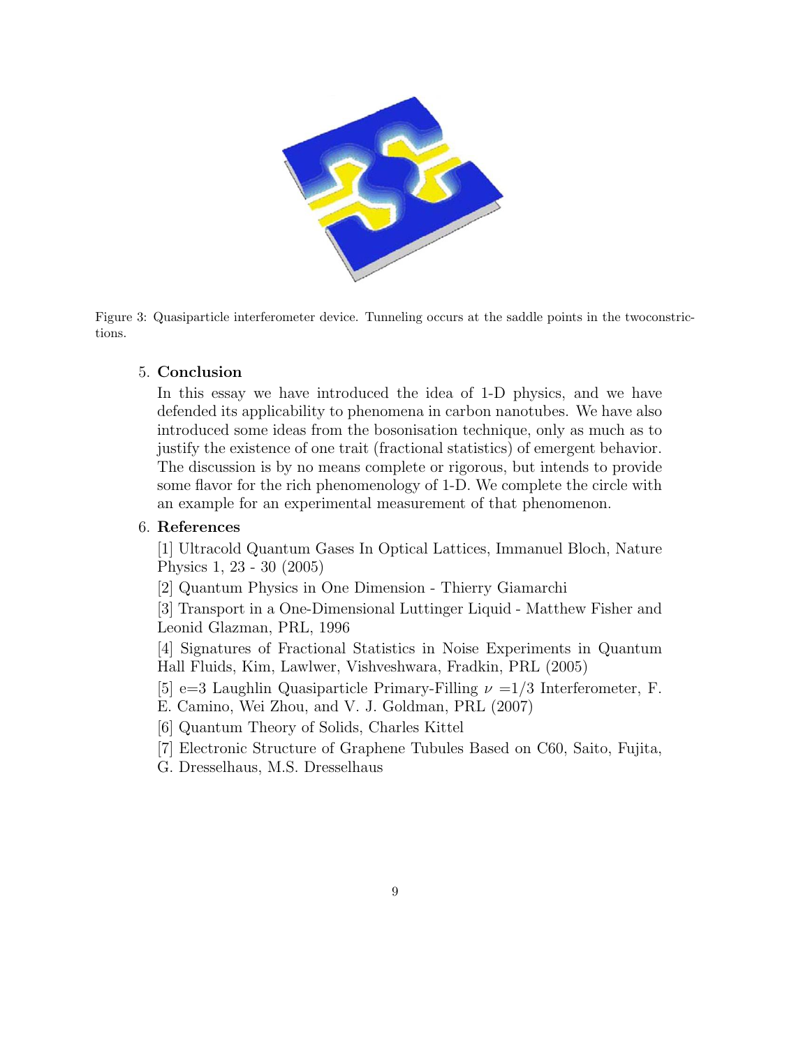Figure 3: Quasiparticle interferometer device. Tunneling occurs at the saddle points in the twoconstrictions.

5. **Conclusion**

   In this essay we have introduced the idea of 1-D physics, and we have defended its applicability to phenomena in carbon nanotubes. We have also introduced some ideas from the bosonisation technique, only as much as to justify the existence of one trait (fractional statistics) of emergent behavior. The discussion is by no means complete or rigorous, but intends to provide some flavor for the rich phenomenology of 1-D. We complete the circle with an example for an experimental measurement of that phenomenon.

6. **References**

   [1] Ultracold Quantum Gases In Optical Lattices, Immanuel Bloch, Nature Physics 1, 23 - 30 (2005)

   [2] Quantum Physics in One Dimension - Thierry Giamarchi

   [3] Transport in a One-Dimensional Luttinger Liquid - Matthew Fisher and Leonid Glazman, PRL, 1996

   [4] Signatures of Fractional Statistics in Noise Experiments in Quantum Hall Fluids, Kim, Lawlwer, Vishveshwara, Fradkin, PRL (2005)

   [5] e=3 Laughlin Quasiparticle Primary-Filling $\nu$ =1/3 Interferometer, F. E. Camino, Wei Zhou, and V. J. Goldman, PRL (2007)

   [6] Quantum Theory of Solids, Charles Kittel

   [7] Electronic Structure of Graphene Tubules Based on C60, Saito, Fujita, G. Dresselhaus, M.S. Dresselhaus